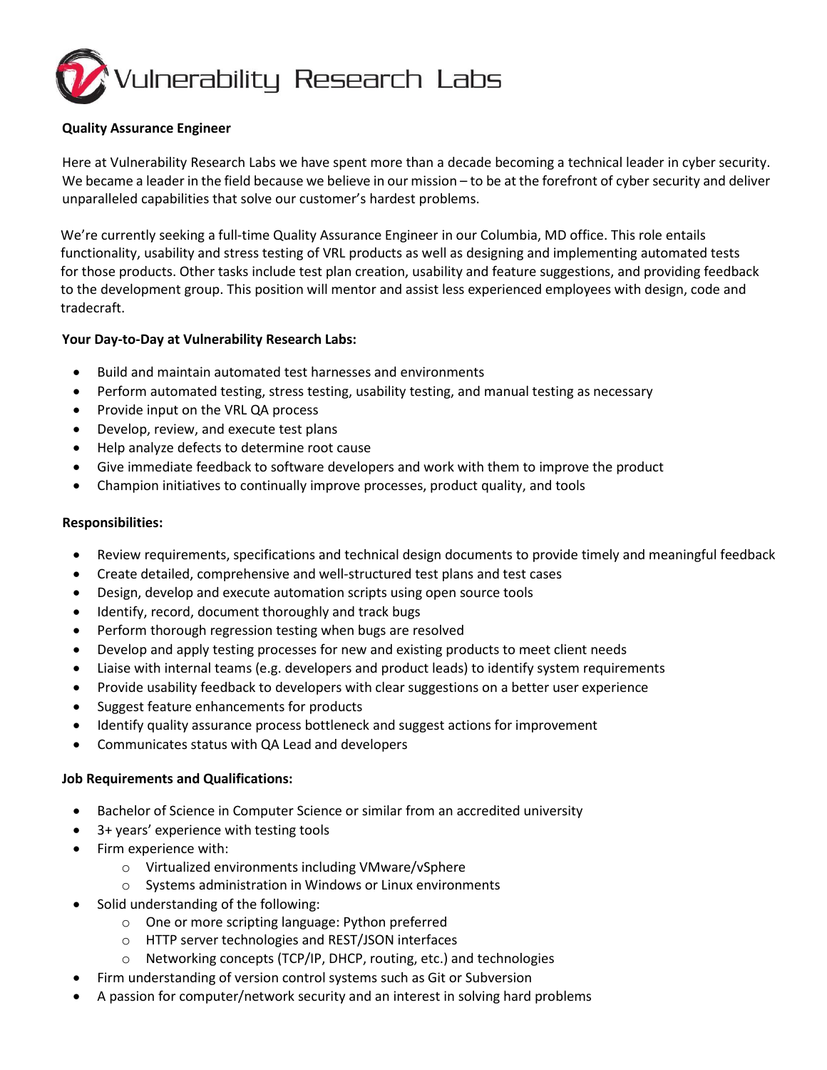# Vulnerability Research Labs

**Quality Assurance Engineer**

Here at Vulnerability Research Labs we have spent more than a decade becoming a technical leader in cyber security. We became a leader in the field because we believe in our mission – to be at the forefront of cyber security and deliver unparalleled capabilities that solve our customer's hardest problems.

We're currently seeking a full-time Quality Assurance Engineer in our Columbia, MD office. This role entails functionality, usability and stress testing of VRL products as well as designing and implementing automated tests for those products. Other tasks include test plan creation, usability and feature suggestions, and providing feedback to the development group. This position will mentor and assist less experienced employees with design, code and tradecraft.

**Your Day-to-Day at Vulnerability Research Labs:**

- Build and maintain automated test harnesses and environments
- Perform automated testing, stress testing, usability testing, and manual testing as necessary
- Provide input on the VRL QA process
- Develop, review, and execute test plans
- Help analyze defects to determine root cause
- Give immediate feedback to software developers and work with them to improve the product
- Champion initiatives to continually improve processes, product quality, and tools

**Responsibilities:**

- Review requirements, specifications and technical design documents to provide timely and meaningful feedback
- Create detailed, comprehensive and well-structured test plans and test cases
- Design, develop and execute automation scripts using open source tools
- Identify, record, document thoroughly and track bugs
- Perform thorough regression testing when bugs are resolved
- Develop and apply testing processes for new and existing products to meet client needs
- Liaise with internal teams (e.g. developers and product leads) to identify system requirements
- Provide usability feedback to developers with clear suggestions on a better user experience
- Suggest feature enhancements for products
- Identify quality assurance process bottleneck and suggest actions for improvement
- Communicates status with QA Lead and developers

**Job Requirements and Qualifications:**

- Bachelor of Science in Computer Science or similar from an accredited university
- 3+ years' experience with testing tools
- Firm experience with:
  - Virtualized environments including VMware/vSphere
  - Systems administration in Windows or Linux environments
- Solid understanding of the following:
  - One or more scripting language: Python preferred
  - HTTP server technologies and REST/JSON interfaces
  - Networking concepts (TCP/IP, DHCP, routing, etc.) and technologies
- Firm understanding of version control systems such as Git or Subversion
- A passion for computer/network security and an interest in solving hard problems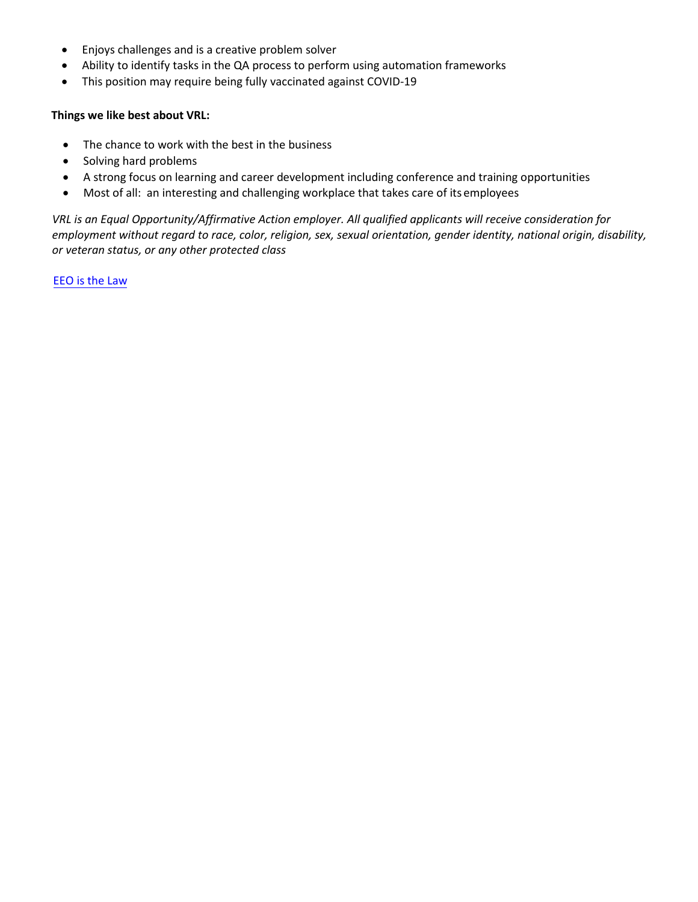- Enjoys challenges and is a creative problem solver
- Ability to identify tasks in the QA process to perform using automation frameworks
- This position may require being fully vaccinated against COVID-19

**Things we like best about VRL:**

- The chance to work with the best in the business
- Solving hard problems
- A strong focus on learning and career development including conference and training opportunities
- Most of all: an interesting and challenging workplace that takes care of its employees

*VRL is an Equal Opportunity/Affirmative Action employer. All qualified applicants will receive consideration for employment without regard to race, color, religion, sex, sexual orientation, gender identity, national origin, disability, or veteran status, or any other protected class*

EEO is the Law